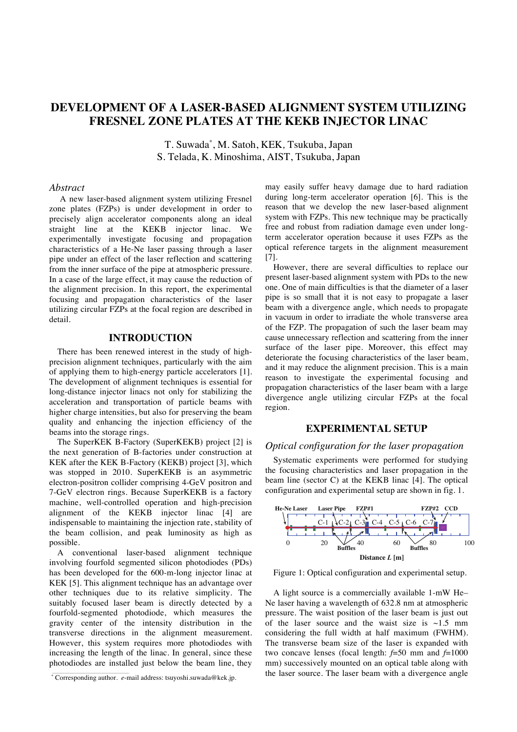# DEVELOPMENT OF A LASER-BASED ALIGNMENT SYSTEM UTILIZING FRESNEL ZONE PLATES AT THE KEKB INJECTOR LINAC

T. Suwada*, M. Satoh, KEK, Tsukuba, Japan
S. Telada, K. Minoshima, AIST, Tsukuba, Japan

### *Abstract*

A new laser-based alignment system utilizing Fresnel zone plates (FZPs) is under development in order to precisely align accelerator components along an ideal straight line at the KEKB injector linac. We experimentally investigate focusing and propagation characteristics of a He-Ne laser passing through a laser pipe under an effect of the laser reflection and scattering from the inner surface of the pipe at atmospheric pressure. In a case of the large effect, it may cause the reduction of the alignment precision. In this report, the experimental focusing and propagation characteristics of the laser utilizing circular FZPs at the focal region are described in detail.

## INTRODUCTION

There has been renewed interest in the study of high-precision alignment techniques, particularly with the aim of applying them to high-energy particle accelerators [1]. The development of alignment techniques is essential for long-distance injector linacs not only for stabilizing the acceleration and transportation of particle beams with higher charge intensities, but also for preserving the beam quality and enhancing the injection efficiency of the beams into the storage rings.

The SuperKEK B-Factory (SuperKEKB) project [2] is the next generation of B-factories under construction at KEK after the KEK B-Factory (KEKB) project [3], which was stopped in 2010. SuperKEKB is an asymmetric electron-positron collider comprising 4-GeV positron and 7-GeV electron rings. Because SuperKEKB is a factory machine, well-controlled operation and high-precision alignment of the KEKB injector linac [4] are indispensable to maintaining the injection rate, stability of the beam collision, and peak luminosity as high as possible.

A conventional laser-based alignment technique involving fourfold segmented silicon photodiodes (PDs) has been developed for the 600-m-long injector linac at KEK [5]. This alignment technique has an advantage over other techniques due to its relative simplicity. The suitably focused laser beam is directly detected by a fourfold-segmented photodiode, which measures the gravity center of the intensity distribution in the transverse directions in the alignment measurement. However, this system requires more photodiodes with increasing the length of the linac. In general, since these photodiodes are installed just below the beam line, they may easily suffer heavy damage due to hard radiation during long-term accelerator operation [6]. This is the reason that we develop the new laser-based alignment system with FZPs. This new technique may be practically free and robust from radiation damage even under long-term accelerator operation because it uses FZPs as the optical reference targets in the alignment measurement [7].

However, there are several difficulties to replace our present laser-based alignment system with PDs to the new one. One of main difficulties is that the diameter of a laser pipe is so small that it is not easy to propagate a laser beam with a divergence angle, which needs to propagate in vacuum in order to irradiate the whole transverse area of the FZP. The propagation of such the laser beam may cause unnecessary reflection and scattering from the inner surface of the laser pipe. Moreover, this effect may deteriorate the focusing characteristics of the laser beam, and it may reduce the alignment precision. This is a main reason to investigate the experimental focusing and propagation characteristics of the laser beam with a large divergence angle utilizing circular FZPs at the focal region.

## EXPERIMENTAL SETUP

### *Optical configuration for the laser propagation*

Systematic experiments were performed for studying the focusing characteristics and laser propagation in the beam line (sector C) at the KEKB linac [4]. The optical configuration and experimental setup are shown in fig. 1.

Figure 1: Optical configuration and experimental setup.

A light source is a commercially available 1-mW He–Ne laser having a wavelength of 632.8 nm at atmospheric pressure. The waist position of the laser beam is just out of the laser source and the waist size is ~1.5 mm considering the full width at half maximum (FWHM). The transverse beam size of the laser is expanded with two concave lenses (focal length: $f$=50 mm and $f$=1000 mm) successively mounted on an optical table along with the laser source. The laser beam with a divergence angle

* Corresponding author. *e*-mail address: tsuyoshi.suwada@kek.jp.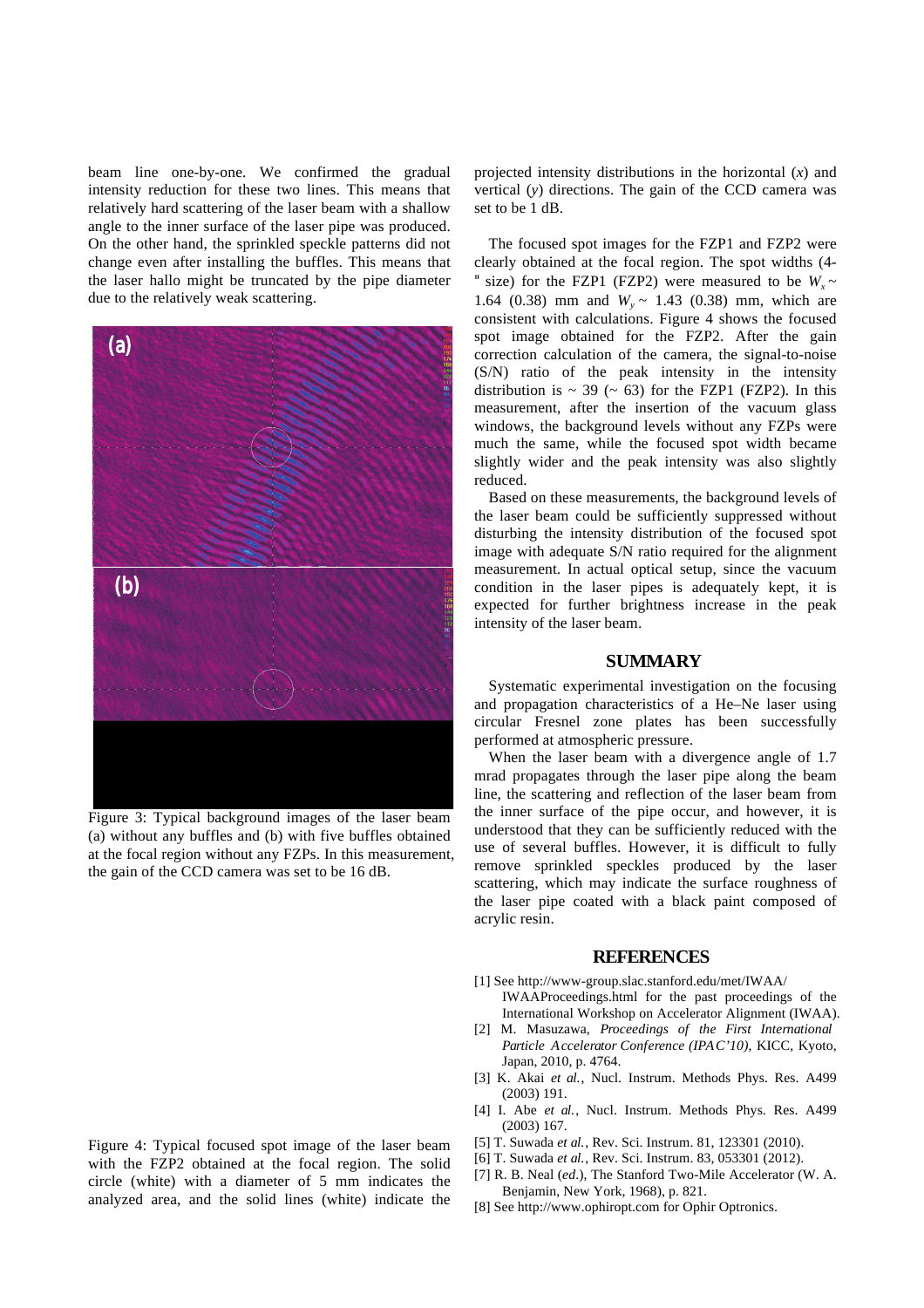beam line one-by-one. We confirmed the gradual intensity reduction for these two lines. This means that relatively hard scattering of the laser beam with a shallow angle to the inner surface of the laser pipe was produced. On the other hand, the sprinkled speckle patterns did not change even after installing the buffles. This means that the laser hallo might be truncated by the pipe diameter due to the relatively weak scattering.

(a)

(b)

Figure 3: Typical background images of the laser beam (a) without any buffles and (b) with five buffles obtained at the focal region without any FZPs. In this measurement, the gain of the CCD camera was set to be 16 dB.

Figure 4: Typical focused spot image of the laser beam with the FZP2 obtained at the focal region. The solid circle (white) with a diameter of 5 mm indicates the analyzed area, and the solid lines (white) indicate the projected intensity distributions in the horizontal ($x$) and vertical ($y$) directions. The gain of the CCD camera was set to be 1 dB.

The focused spot images for the FZP1 and FZP2 were clearly obtained at the focal region. The spot widths (4-" size) for the FZP1 (FZP2) were measured to be $W_x \sim$ 1.64 (0.38) mm and $W_y \sim$ 1.43 (0.38) mm, which are consistent with calculations. Figure 4 shows the focused spot image obtained for the FZP2. After the gain correction calculation of the camera, the signal-to-noise (S/N) ratio of the peak intensity in the intensity distribution is ~ 39 (~ 63) for the FZP1 (FZP2). In this measurement, after the insertion of the vacuum glass windows, the background levels without any FZPs were much the same, while the focused spot width became slightly wider and the peak intensity was also slightly reduced.

Based on these measurements, the background levels of the laser beam could be sufficiently suppressed without disturbing the intensity distribution of the focused spot image with adequate S/N ratio required for the alignment measurement. In actual optical setup, since the vacuum condition in the laser pipes is adequately kept, it is expected for further brightness increase in the peak intensity of the laser beam.

## SUMMARY

Systematic experimental investigation on the focusing and propagation characteristics of a He–Ne laser using circular Fresnel zone plates has been successfully performed at atmospheric pressure.

When the laser beam with a divergence angle of 1.7 mrad propagates through the laser pipe along the beam line, the scattering and reflection of the laser beam from the inner surface of the pipe occur, and however, it is understood that they can be sufficiently reduced with the use of several buffles. However, it is difficult to fully remove sprinkled speckles produced by the laser scattering, which may indicate the surface roughness of the laser pipe coated with a black paint composed of acrylic resin.

## REFERENCES

[1] See http://www-group.slac.stanford.edu/met/IWAA/IWAAProceedings.html for the past proceedings of the International Workshop on Accelerator Alignment (IWAA).

[2] M. Masuzawa, *Proceedings of the First International Particle Accelerator Conference (IPAC'10)*, KICC, Kyoto, Japan, 2010, p. 4764.

[3] K. Akai *et al.*, Nucl. Instrum. Methods Phys. Res. A499 (2003) 191.

[4] I. Abe *et al.*, Nucl. Instrum. Methods Phys. Res. A499 (2003) 167.

[5] T. Suwada *et al.*, Rev. Sci. Instrum. 81, 123301 (2010).

[6] T. Suwada *et al.*, Rev. Sci. Instrum. 83, 053301 (2012).

[7] R. B. Neal (*ed.*), The Stanford Two-Mile Accelerator (W. A. Benjamin, New York, 1968), p. 821.

[8] See http://www.ophiropt.com for Ophir Optronics.